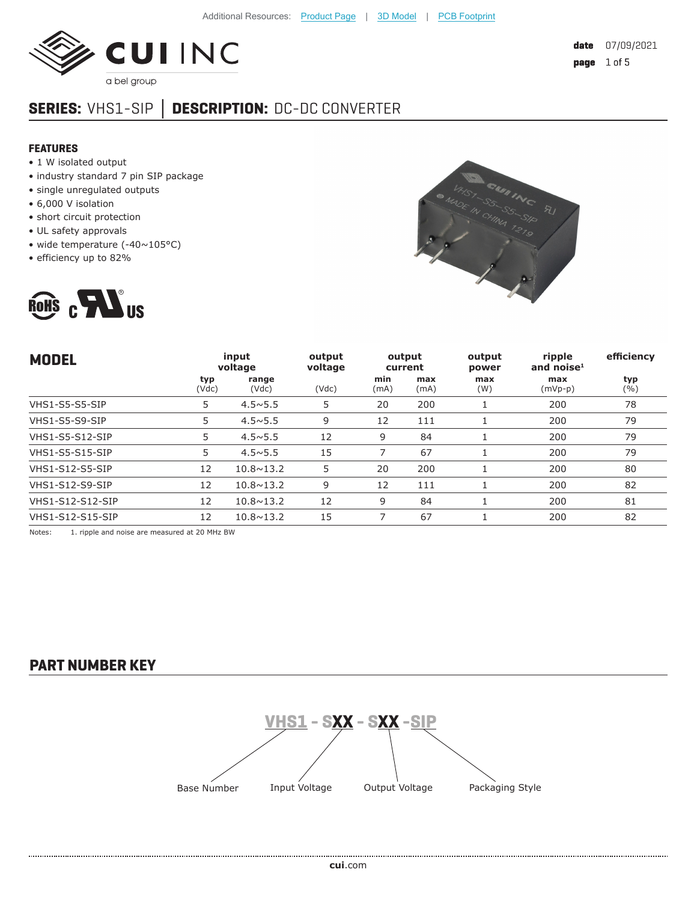Additional Resources: Product Page | 3D Model | PCB Footprint

**date** 07/09/2021

## SERIES: VHS1-SIP │ DESCRIPTION: DC-DC CONVERTER

### FEATURES

- 1 W isolated output
- industry standard 7 pin SIP package
- single unregulated outputs
- 6,000 V isolation
- short circuit protection
- UL safety approvals
- wide temperature (-40~105°C)
- efficiency up to 82%

| MODEL | input voltage | | output voltage | output current | | output power | ripple and noise[1] | efficiency |
|---|---|---|---|---|---|---|---|---|
| | typ (Vdc) | range (Vdc) | (Vdc) | min (mA) | max (mA) | max (W) | max (mVp-p) | typ (%) |
| VHS1-S5-S5-SIP | 5 | 4.5~5.5 | 5 | 20 | 200 | 1 | 200 | 78 |
| VHS1-S5-S9-SIP | 5 | 4.5~5.5 | 9 | 12 | 111 | 1 | 200 | 79 |
| VHS1-S5-S12-SIP | 5 | 4.5~5.5 | 12 | 9 | 84 | 1 | 200 | 79 |
| VHS1-S5-S15-SIP | 5 | 4.5~5.5 | 15 | 7 | 67 | 1 | 200 | 79 |
| VHS1-S12-S5-SIP | 12 | 10.8~13.2 | 5 | 20 | 200 | 1 | 200 | 80 |
| VHS1-S12-S9-SIP | 12 | 10.8~13.2 | 9 | 12 | 111 | 1 | 200 | 82 |
| VHS1-S12-S12-SIP | 12 | 10.8~13.2 | 12 | 9 | 84 | 1 | 200 | 81 |
| VHS1-S12-S15-SIP | 12 | 10.8~13.2 | 15 | 7 | 67 | 1 | 200 | 82 |

Notes: 1. ripple and noise are measured at 20 MHz BW

## PART NUMBER KEY

VHS1 - SXX - SXX -SIP

- VHS1: Base Number
- SXX: Input Voltage
- SXX: Output Voltage
- SIP: Packaging Style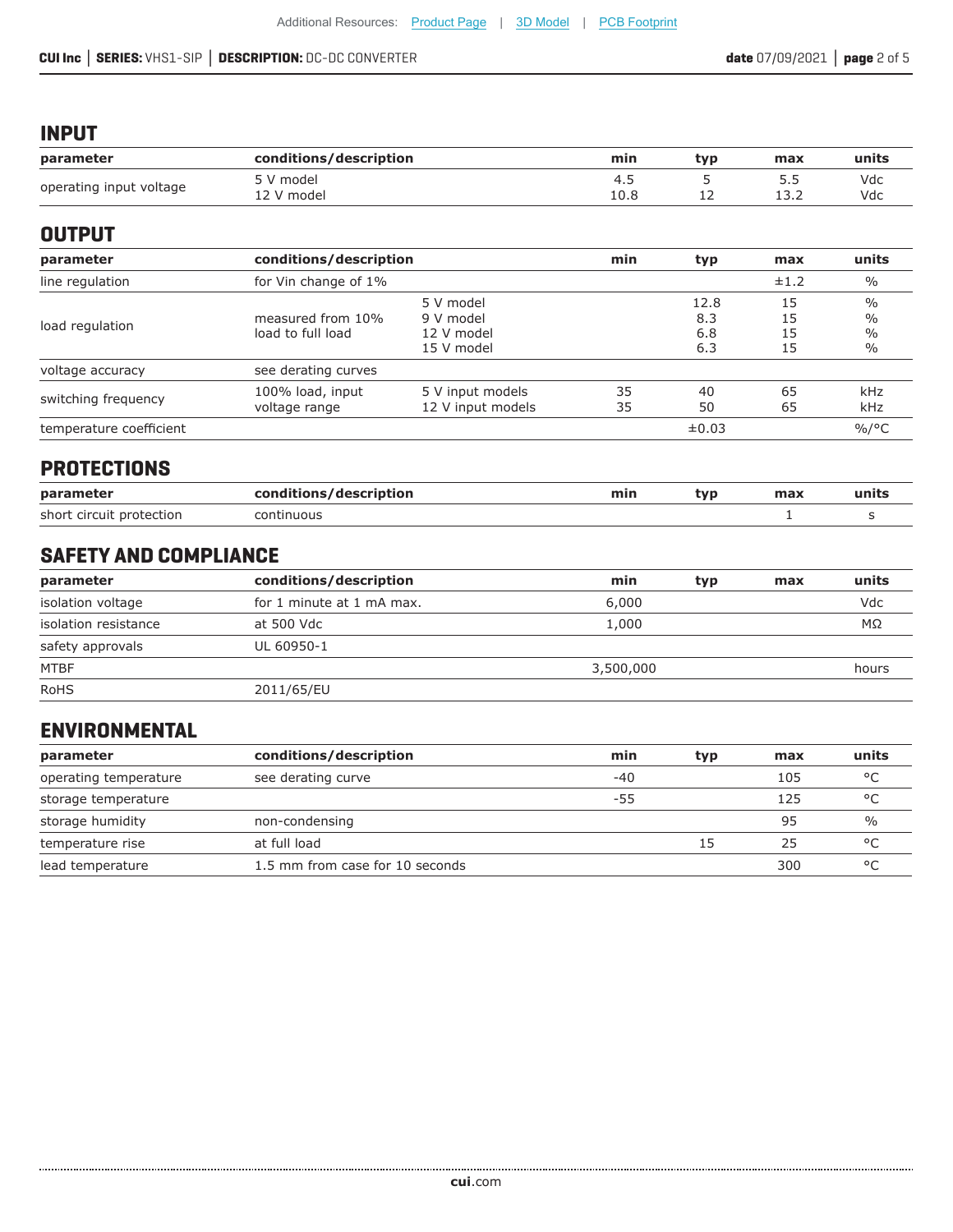## INPUT

| parameter | conditions/description | min | typ | max | units |
|---|---|---|---|---|---|
| operating input voltage | 5 V model<br>12 V model | 4.5<br>10.8 | 5<br>12 | 5.5<br>13.2 | Vdc<br>Vdc |

## OUTPUT

| parameter | conditions/description | | min | typ | max | units |
|---|---|---|---|---|---|---|
| line regulation | for Vin change of 1% | | | | ±1.2 | % |
| load regulation | measured from 10% load to full load | 5 V model<br>9 V model<br>12 V model<br>15 V model | | 12.8<br>8.3<br>6.8<br>6.3 | 15<br>15<br>15<br>15 | %<br>%<br>%<br>% |
| voltage accuracy | see derating curves | | | | | |
| switching frequency | 100% load, input voltage range | 5 V input models<br>12 V input models | 35<br>35 | 40<br>50 | 65<br>65 | kHz<br>kHz |
| temperature coefficient | | | | ±0.03 | | %/°C |

## PROTECTIONS

| parameter | conditions/description | min | typ | max | units |
|---|---|---|---|---|---|
| short circuit protection | continuous | | | 1 | s |

## SAFETY AND COMPLIANCE

| parameter | conditions/description | min | typ | max | units |
|---|---|---|---|---|---|
| isolation voltage | for 1 minute at 1 mA max. | 6,000 | | | Vdc |
| isolation resistance | at 500 Vdc | 1,000 | | | MΩ |
| safety approvals | UL 60950-1 | | | | |
| MTBF | | 3,500,000 | | | hours |
| RoHS | 2011/65/EU | | | | |

## ENVIRONMENTAL

| parameter | conditions/description | min | typ | max | units |
|---|---|---|---|---|---|
| operating temperature | see derating curve | -40 | | 105 | °C |
| storage temperature | | -55 | | 125 | °C |
| storage humidity | non-condensing | | | 95 | % |
| temperature rise | at full load | | 15 | 25 | °C |
| lead temperature | 1.5 mm from case for 10 seconds | | | 300 | °C |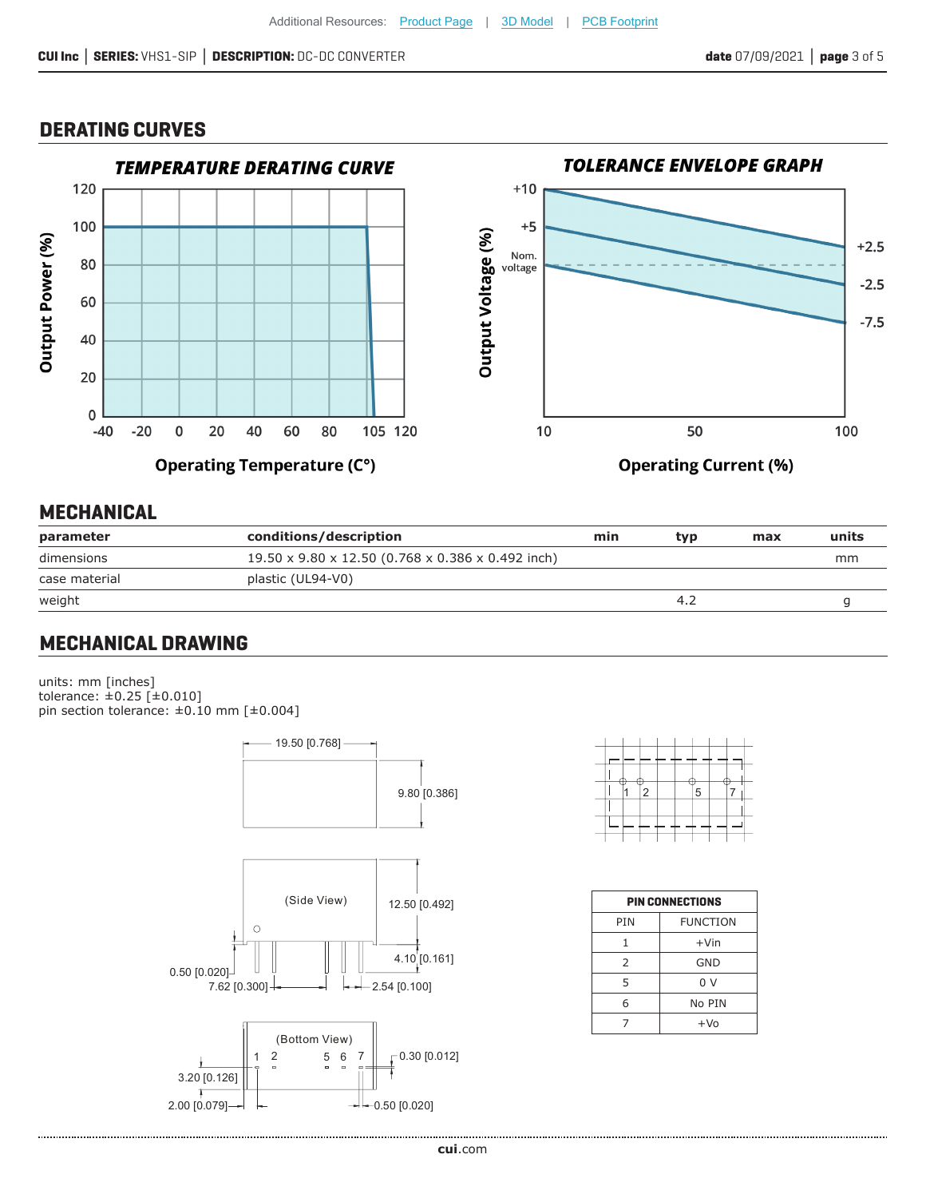## DERATING CURVES

### TEMPERATURE DERATING CURVE

### TOLERANCE ENVELOPE GRAPH

## MECHANICAL

| parameter | conditions/description | min | typ | max | units |
|---|---|---|---|---|---|
| dimensions | 19.50 x 9.80 x 12.50 (0.768 x 0.386 x 0.492 inch) | | | | mm |
| case material | plastic (UL94-V0) | | | | |
| weight | | | 4.2 | | g |

## MECHANICAL DRAWING

units: mm [inches]
tolerance: ±0.25 [±0.010]
pin section tolerance: ±0.10 mm [±0.004]

| PIN CONNECTIONS | |
|---|---|
| PIN | FUNCTION |
| 1 | +Vin |
| 2 | GND |
| 5 | 0 V |
| 6 | No PIN |
| 7 | +Vo |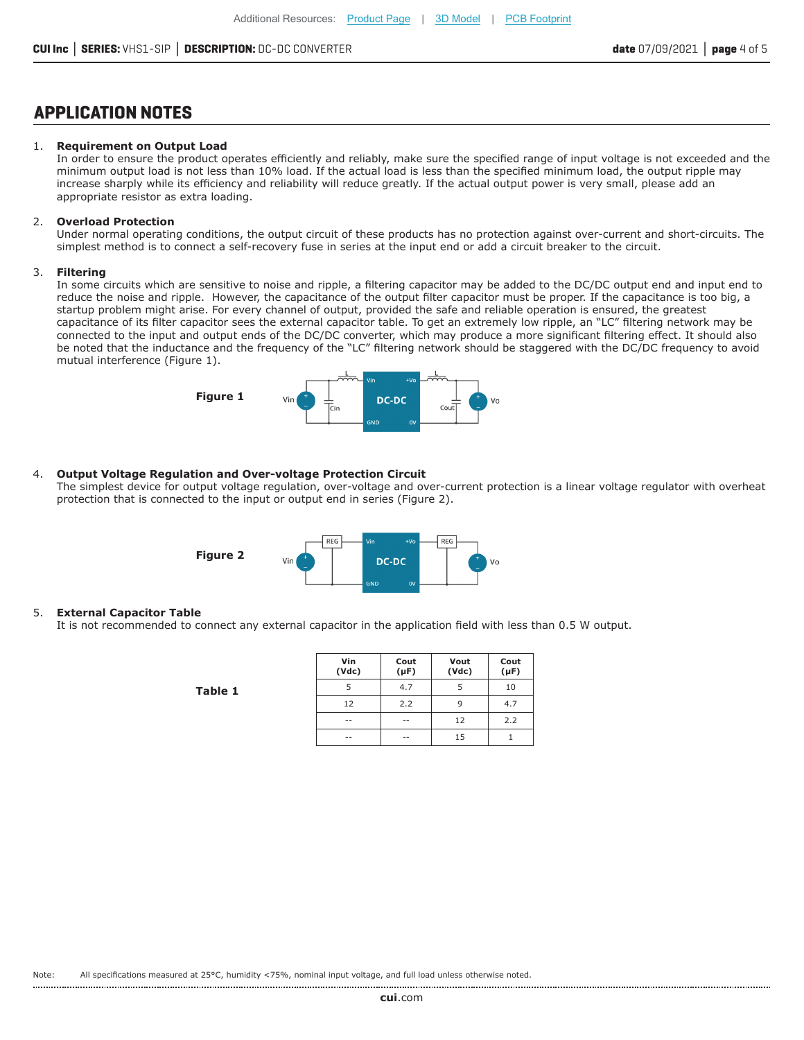## APPLICATION NOTES

1. **Requirement on Output Load**
   In order to ensure the product operates efficiently and reliably, make sure the specified range of input voltage is not exceeded and the minimum output load is not less than 10% load. If the actual load is less than the specified minimum load, the output ripple may increase sharply while its efficiency and reliability will reduce greatly. If the actual output power is very small, please add an appropriate resistor as extra loading.

2. **Overload Protection**
   Under normal operating conditions, the output circuit of these products has no protection against over-current and short-circuits. The simplest method is to connect a self-recovery fuse in series at the input end or add a circuit breaker to the circuit.

3. **Filtering**
   In some circuits which are sensitive to noise and ripple, a filtering capacitor may be added to the DC/DC output end and input end to reduce the noise and ripple. However, the capacitance of the output filter capacitor must be proper. If the capacitance is too big, a startup problem might arise. For every channel of output, provided the safe and reliable operation is ensured, the greatest capacitance of its filter capacitor sees the external capacitor table. To get an extremely low ripple, an "LC" filtering network may be connected to the input and output ends of the DC/DC converter, which may produce a more significant filtering effect. It should also be noted that the inductance and the frequency of the "LC" filtering network should be staggered with the DC/DC frequency to avoid mutual interference (Figure 1).

**Figure 1**

4. **Output Voltage Regulation and Over-voltage Protection Circuit**
   The simplest device for output voltage regulation, over-voltage and over-current protection is a linear voltage regulator with overheat protection that is connected to the input or output end in series (Figure 2).

**Figure 2**

5. **External Capacitor Table**
   It is not recommended to connect any external capacitor in the application field with less than 0.5 W output.

**Table 1**

| Vin (Vdc) | Cout (µF) | Vout (Vdc) | Cout (µF) |
|---|---|---|---|
| 5 | 4.7 | 5 | 10 |
| 12 | 2.2 | 9 | 4.7 |
| -- | -- | 12 | 2.2 |
| -- | -- | 15 | 1 |

Note: All specifications measured at 25°C, humidity <75%, nominal input voltage, and full load unless otherwise noted.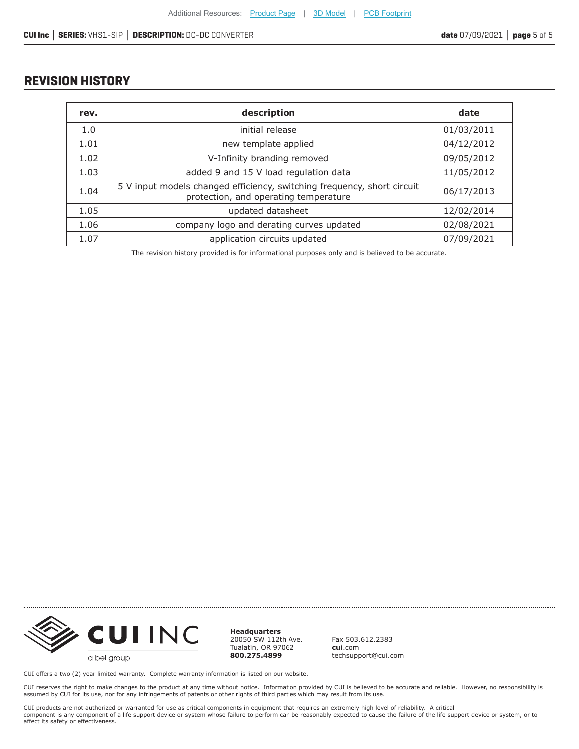## REVISION HISTORY

| rev. | description | date |
|---|---|---|
| 1.0 | initial release | 01/03/2011 |
| 1.01 | new template applied | 04/12/2012 |
| 1.02 | V-Infinity branding removed | 09/05/2012 |
| 1.03 | added 9 and 15 V load regulation data | 11/05/2012 |
| 1.04 | 5 V input models changed efficiency, switching frequency, short circuit protection, and operating temperature | 06/17/2013 |
| 1.05 | updated datasheet | 12/02/2014 |
| 1.06 | company logo and derating curves updated | 02/08/2021 |
| 1.07 | application circuits updated | 07/09/2021 |

The revision history provided is for informational purposes only and is believed to be accurate.

CUI INC
a bel group

**Headquarters**
20050 SW 112th Ave.
Tualatin, OR 97062
**800.275.4899**

Fax 503.612.2383
**cui**.com
techsupport@cui.com

CUI offers a two (2) year limited warranty. Complete warranty information is listed on our website.

CUI reserves the right to make changes to the product at any time without notice. Information provided by CUI is believed to be accurate and reliable. However, no responsibility is assumed by CUI for its use, nor for any infringements of patents or other rights of third parties which may result from its use.

CUI products are not authorized or warranted for use as critical components in equipment that requires an extremely high level of reliability. A critical component is any component of a life support device or system whose failure to perform can be reasonably expected to cause the failure of the life support device or system, or to affect its safety or effectiveness.